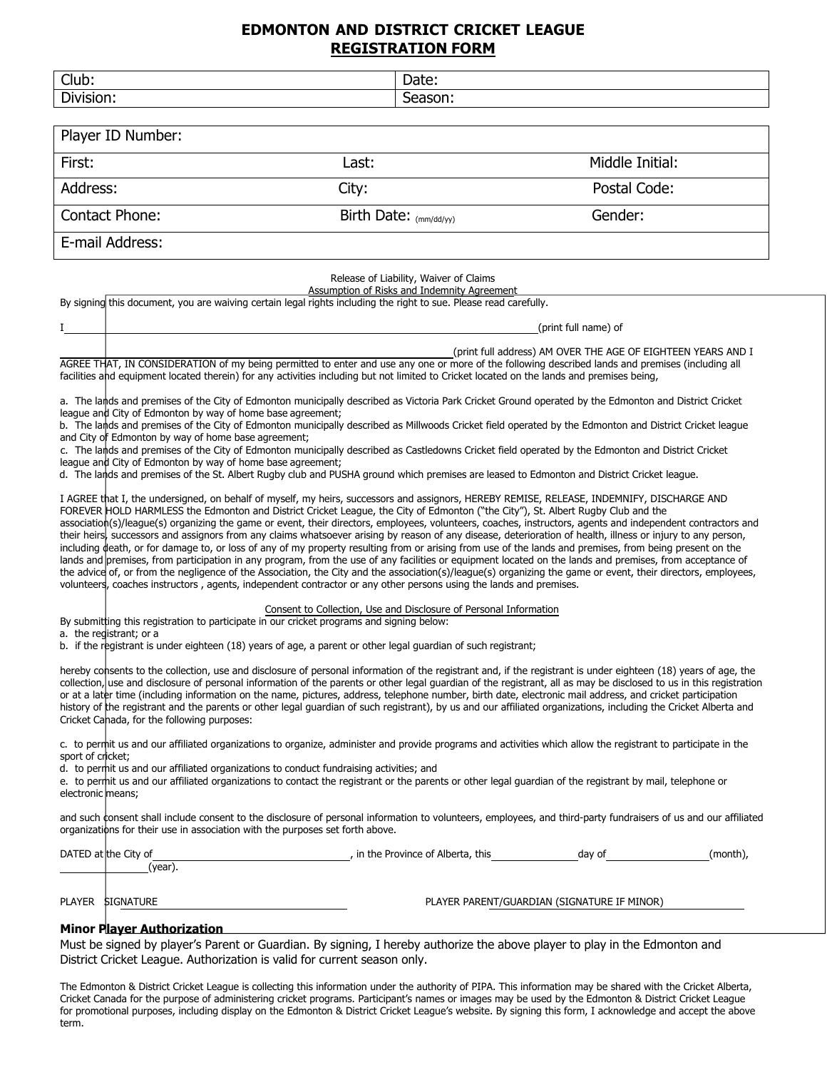# EDMONTON AND DISTRICT CRICKET LEAGUE
## REGISTRATION FORM

| Club: | Date: |
|---|---|
| Division: | Season: |

| Player ID Number: | | |
|---|---|---|
| First: | Last: | Middle Initial: |
| Address: | City: | Postal Code: |
| Contact Phone: | Birth Date: (mm/dd/yy) | Gender: |
| E-mail Address: | | |

Release of Liability, Waiver of Claims

Assumption of Risks and Indemnity Agreement

By signing this document, you are waiving certain legal rights including the right to sue. Please read carefully.

I \_\_\_\_\_\_\_\_\_\_\_\_\_\_\_\_\_\_\_\_\_\_\_\_\_\_\_\_\_\_\_\_\_\_\_\_\_\_\_\_\_\_\_\_\_\_\_\_(print full name) of

\_\_\_\_\_\_\_\_\_\_\_\_\_\_\_\_\_\_\_\_\_\_\_\_\_\_\_\_\_\_\_\_\_\_\_\_\_\_\_\_(print full address) AM OVER THE AGE OF EIGHTEEN YEARS AND I AGREE THAT, IN CONSIDERATION of my being permitted to enter and use any one or more of the following described lands and premises (including all facilities and equipment located therein) for any activities including but not limited to Cricket located on the lands and premises being,

a. The lands and premises of the City of Edmonton municipally described as Victoria Park Cricket Ground operated by the Edmonton and District Cricket league and City of Edmonton by way of home base agreement;
b. The lands and premises of the City of Edmonton municipally described as Millwoods Cricket field operated by the Edmonton and District Cricket league and City of Edmonton by way of home base agreement;
c. The lands and premises of the City of Edmonton municipally described as Castledowns Cricket field operated by the Edmonton and District Cricket league and City of Edmonton by way of home base agreement;
d. The lands and premises of the St. Albert Rugby club and PUSHA ground which premises are leased to Edmonton and District Cricket league.

I AGREE that I, the undersigned, on behalf of myself, my heirs, successors and assignors, HEREBY REMISE, RELEASE, INDEMNIFY, DISCHARGE AND FOREVER HOLD HARMLESS the Edmonton and District Cricket League, the City of Edmonton ("the City"), St. Albert Rugby Club and the association(s)/league(s) organizing the game or event, their directors, employees, volunteers, coaches, instructors, agents and independent contractors and their heirs, successors and assignors from any claims whatsoever arising by reason of any disease, deterioration of health, illness or injury to any person, including death, or for damage to, or loss of any of my property resulting from or arising from use of the lands and premises, from being present on the lands and premises, from participation in any program, from the use of any facilities or equipment located on the lands and premises, from acceptance of the advice of, or from the negligence of the Association, the City and the association(s)/league(s) organizing the game or event, their directors, employees, volunteers, coaches instructors , agents, independent contractor or any other persons using the lands and premises.

Consent to Collection, Use and Disclosure of Personal Information

By submitting this registration to participate in our cricket programs and signing below:
a. the registrant; or a
b. if the registrant is under eighteen (18) years of age, a parent or other legal guardian of such registrant;

hereby consents to the collection, use and disclosure of personal information of the registrant and, if the registrant is under eighteen (18) years of age, the collection, use and disclosure of personal information of the parents or other legal guardian of the registrant, all as may be disclosed to us in this registration or at a later time (including information on the name, pictures, address, telephone number, birth date, electronic mail address, and cricket participation history of the registrant and the parents or other legal guardian of such registrant), by us and our affiliated organizations, including the Cricket Alberta and Cricket Canada, for the following purposes:

c. to permit us and our affiliated organizations to organize, administer and provide programs and activities which allow the registrant to participate in the sport of cricket;
d. to permit us and our affiliated organizations to conduct fundraising activities; and
e. to permit us and our affiliated organizations to contact the registrant or the parents or other legal guardian of the registrant by mail, telephone or electronic means;

and such consent shall include consent to the disclosure of personal information to volunteers, employees, and third-party fundraisers of us and our affiliated organizations for their use in association with the purposes set forth above.

DATED at the City of \_\_\_\_\_\_\_\_\_\_\_\_\_\_\_\_\_\_\_\_, in the Province of Alberta, this \_\_\_\_\_\_\_\_\_\_ day of \_\_\_\_\_\_\_\_\_\_\_\_ (month), \_\_\_\_\_\_\_\_\_\_ (year).

PLAYER SIGNATURE \_\_\_\_\_\_\_\_\_\_\_\_\_\_\_\_\_\_\_\_ PLAYER PARENT/GUARDIAN (SIGNATURE IF MINOR) \_\_\_\_\_\_\_\_\_\_\_\_\_\_\_\_\_\_\_\_

**Minor Player Authorization**

Must be signed by player's Parent or Guardian. By signing, I hereby authorize the above player to play in the Edmonton and District Cricket League. Authorization is valid for current season only.

The Edmonton & District Cricket League is collecting this information under the authority of PIPA. This information may be shared with the Cricket Alberta, Cricket Canada for the purpose of administering cricket programs. Participant's names or images may be used by the Edmonton & District Cricket League for promotional purposes, including display on the Edmonton & District Cricket League's website. By signing this form, I acknowledge and accept the above term.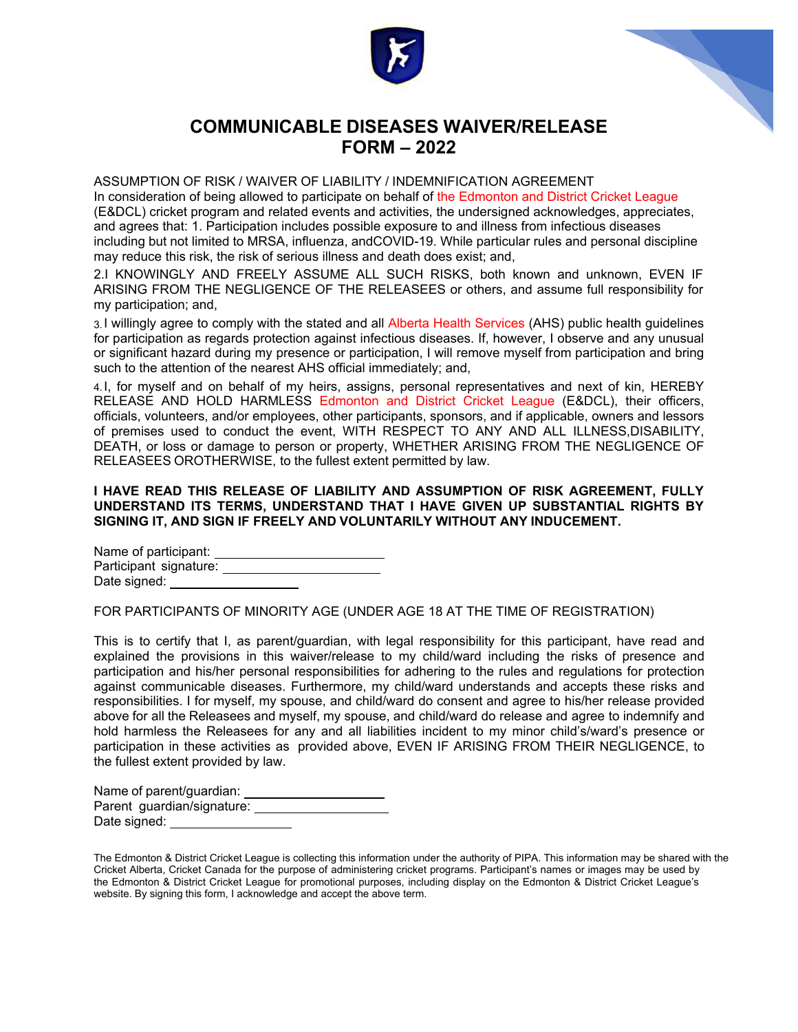# COMMUNICABLE DISEASES WAIVER/RELEASE FORM – 2022

ASSUMPTION OF RISK / WAIVER OF LIABILITY / INDEMNIFICATION AGREEMENT

In consideration of being allowed to participate on behalf of the Edmonton and District Cricket League (E&DCL) cricket program and related events and activities, the undersigned acknowledges, appreciates, and agrees that: 1. Participation includes possible exposure to and illness from infectious diseases including but not limited to MRSA, influenza, andCOVID-19. While particular rules and personal discipline may reduce this risk, the risk of serious illness and death does exist; and,

2.I KNOWINGLY AND FREELY ASSUME ALL SUCH RISKS, both known and unknown, EVEN IF ARISING FROM THE NEGLIGENCE OF THE RELEASEES or others, and assume full responsibility for my participation; and,

3. I willingly agree to comply with the stated and all Alberta Health Services (AHS) public health guidelines for participation as regards protection against infectious diseases. If, however, I observe and any unusual or significant hazard during my presence or participation, I will remove myself from participation and bring such to the attention of the nearest AHS official immediately; and,

4. I, for myself and on behalf of my heirs, assigns, personal representatives and next of kin, HEREBY RELEASE AND HOLD HARMLESS Edmonton and District Cricket League (E&DCL), their officers, officials, volunteers, and/or employees, other participants, sponsors, and if applicable, owners and lessors of premises used to conduct the event, WITH RESPECT TO ANY AND ALL ILLNESS,DISABILITY, DEATH, or loss or damage to person or property, WHETHER ARISING FROM THE NEGLIGENCE OF RELEASEES OROTHERWISE, to the fullest extent permitted by law.

**I HAVE READ THIS RELEASE OF LIABILITY AND ASSUMPTION OF RISK AGREEMENT, FULLY UNDERSTAND ITS TERMS, UNDERSTAND THAT I HAVE GIVEN UP SUBSTANTIAL RIGHTS BY SIGNING IT, AND SIGN IF FREELY AND VOLUNTARILY WITHOUT ANY INDUCEMENT.**

Name of participant: ________________________

Participant signature: ________________________

Date signed: ____________________

FOR PARTICIPANTS OF MINORITY AGE (UNDER AGE 18 AT THE TIME OF REGISTRATION)

This is to certify that I, as parent/guardian, with legal responsibility for this participant, have read and explained the provisions in this waiver/release to my child/ward including the risks of presence and participation and his/her personal responsibilities for adhering to the rules and regulations for protection against communicable diseases. Furthermore, my child/ward understands and accepts these risks and responsibilities. I for myself, my spouse, and child/ward do consent and agree to his/her release provided above for all the Releasees and myself, my spouse, and child/ward do release and agree to indemnify and hold harmless the Releasees for any and all liabilities incident to my minor child's/ward's presence or participation in these activities as provided above, EVEN IF ARISING FROM THEIR NEGLIGENCE, to the fullest extent provided by law.

Name of parent/guardian: ____________________

Parent guardian/signature: ____________________

Date signed: __________________

The Edmonton & District Cricket League is collecting this information under the authority of PIPA. This information may be shared with the Cricket Alberta, Cricket Canada for the purpose of administering cricket programs. Participant's names or images may be used by the Edmonton & District Cricket League for promotional purposes, including display on the Edmonton & District Cricket League's website. By signing this form, I acknowledge and accept the above term.